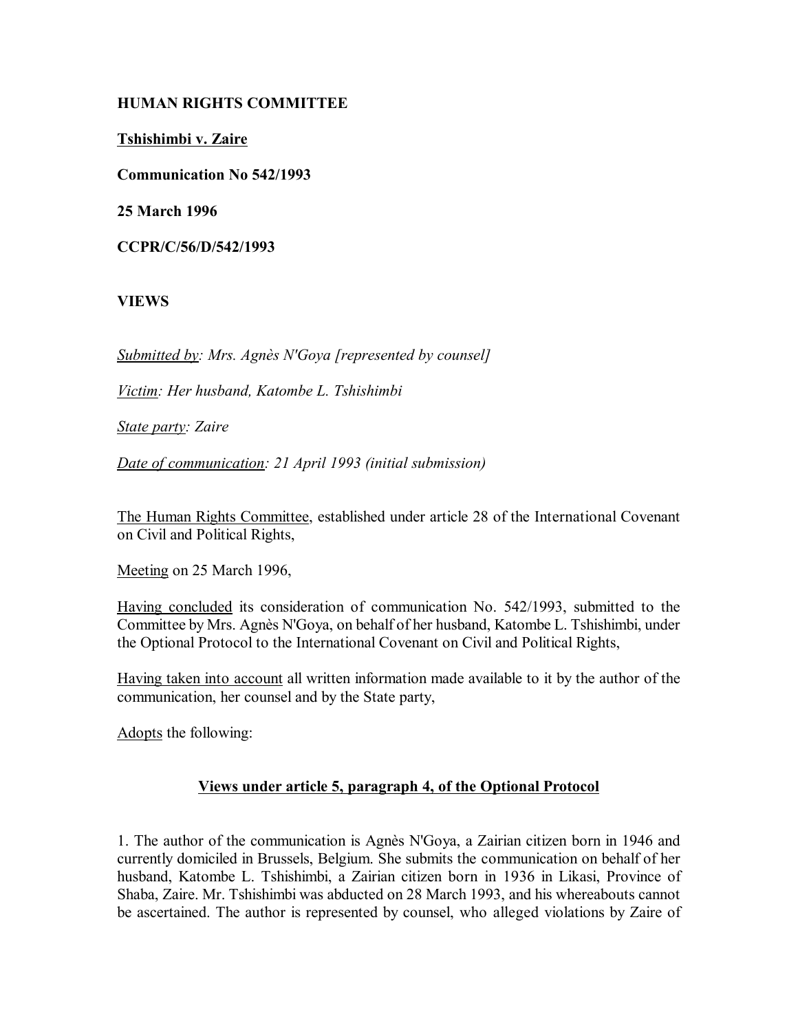**HUMAN RIGHTS COMMITTEE**

**<u>Tshishimbi v. Zaire</u>**

**Communication No 542/1993**

**25 March 1996**

**CCPR/C/56/D/542/1993**

**VIEWS**

*<u>Submitted by</u>: Mrs. Agnès N'Goya [represented by counsel]*

*<u>Victim</u>: Her husband, Katombe L. Tshishimbi*

*<u>State party</u>: Zaire*

*<u>Date of communication</u>: 21 April 1993 (initial submission)*

<u>The Human Rights Committee</u>, established under article 28 of the International Covenant on Civil and Political Rights,

<u>Meeting</u> on 25 March 1996,

<u>Having concluded</u> its consideration of communication No. 542/1993, submitted to the Committee by Mrs. Agnès N'Goya, on behalf of her husband, Katombe L. Tshishimbi, under the Optional Protocol to the International Covenant on Civil and Political Rights,

<u>Having taken into account</u> all written information made available to it by the author of the communication, her counsel and by the State party,

<u>Adopts</u> the following:

**<u>Views under article 5, paragraph 4, of the Optional Protocol</u>**

1. The author of the communication is Agnès N'Goya, a Zairian citizen born in 1946 and currently domiciled in Brussels, Belgium. She submits the communication on behalf of her husband, Katombe L. Tshishimbi, a Zairian citizen born in 1936 in Likasi, Province of Shaba, Zaire. Mr. Tshishimbi was abducted on 28 March 1993, and his whereabouts cannot be ascertained. The author is represented by counsel, who alleged violations by Zaire of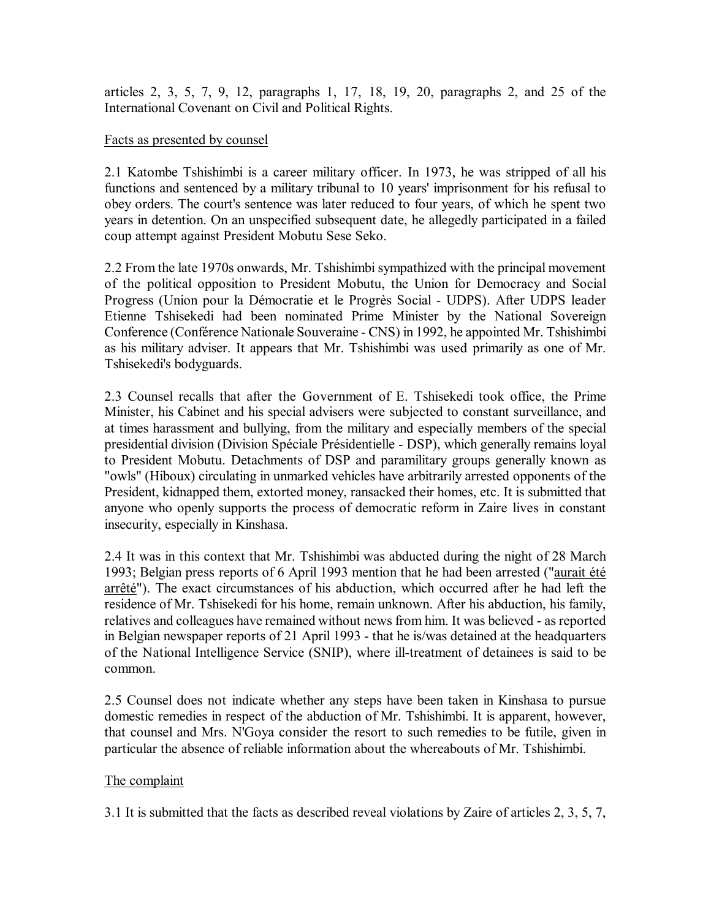articles 2, 3, 5, 7, 9, 12, paragraphs 1, 17, 18, 19, 20, paragraphs 2, and 25 of the International Covenant on Civil and Political Rights.

Facts as presented by counsel

2.1 Katombe Tshishimbi is a career military officer. In 1973, he was stripped of all his functions and sentenced by a military tribunal to 10 years' imprisonment for his refusal to obey orders. The court's sentence was later reduced to four years, of which he spent two years in detention. On an unspecified subsequent date, he allegedly participated in a failed coup attempt against President Mobutu Sese Seko.

2.2 From the late 1970s onwards, Mr. Tshishimbi sympathized with the principal movement of the political opposition to President Mobutu, the Union for Democracy and Social Progress (Union pour la Démocratie et le Progrès Social - UDPS). After UDPS leader Etienne Tshisekedi had been nominated Prime Minister by the National Sovereign Conference (Conférence Nationale Souveraine - CNS) in 1992, he appointed Mr. Tshishimbi as his military adviser. It appears that Mr. Tshishimbi was used primarily as one of Mr. Tshisekedi's bodyguards.

2.3 Counsel recalls that after the Government of E. Tshisekedi took office, the Prime Minister, his Cabinet and his special advisers were subjected to constant surveillance, and at times harassment and bullying, from the military and especially members of the special presidential division (Division Spéciale Présidentielle - DSP), which generally remains loyal to President Mobutu. Detachments of DSP and paramilitary groups generally known as "owls" (Hiboux) circulating in unmarked vehicles have arbitrarily arrested opponents of the President, kidnapped them, extorted money, ransacked their homes, etc. It is submitted that anyone who openly supports the process of democratic reform in Zaire lives in constant insecurity, especially in Kinshasa.

2.4 It was in this context that Mr. Tshishimbi was abducted during the night of 28 March 1993; Belgian press reports of 6 April 1993 mention that he had been arrested ("aurait été arrêté"). The exact circumstances of his abduction, which occurred after he had left the residence of Mr. Tshisekedi for his home, remain unknown. After his abduction, his family, relatives and colleagues have remained without news from him. It was believed - as reported in Belgian newspaper reports of 21 April 1993 - that he is/was detained at the headquarters of the National Intelligence Service (SNIP), where ill-treatment of detainees is said to be common.

2.5 Counsel does not indicate whether any steps have been taken in Kinshasa to pursue domestic remedies in respect of the abduction of Mr. Tshishimbi. It is apparent, however, that counsel and Mrs. N'Goya consider the resort to such remedies to be futile, given in particular the absence of reliable information about the whereabouts of Mr. Tshishimbi.

The complaint

3.1 It is submitted that the facts as described reveal violations by Zaire of articles 2, 3, 5, 7,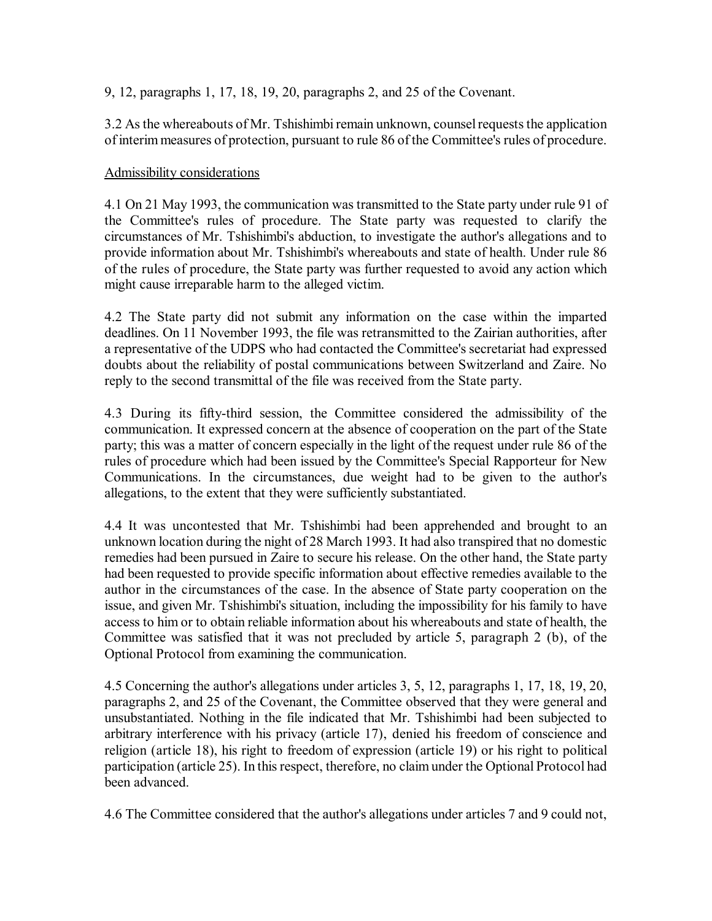9, 12, paragraphs 1, 17, 18, 19, 20, paragraphs 2, and 25 of the Covenant.

3.2 As the whereabouts of Mr. Tshishimbi remain unknown, counsel requests the application of interim measures of protection, pursuant to rule 86 of the Committee's rules of procedure.

Admissibility considerations

4.1 On 21 May 1993, the communication was transmitted to the State party under rule 91 of the Committee's rules of procedure. The State party was requested to clarify the circumstances of Mr. Tshishimbi's abduction, to investigate the author's allegations and to provide information about Mr. Tshishimbi's whereabouts and state of health. Under rule 86 of the rules of procedure, the State party was further requested to avoid any action which might cause irreparable harm to the alleged victim.

4.2 The State party did not submit any information on the case within the imparted deadlines. On 11 November 1993, the file was retransmitted to the Zairian authorities, after a representative of the UDPS who had contacted the Committee's secretariat had expressed doubts about the reliability of postal communications between Switzerland and Zaire. No reply to the second transmittal of the file was received from the State party.

4.3 During its fifty-third session, the Committee considered the admissibility of the communication. It expressed concern at the absence of cooperation on the part of the State party; this was a matter of concern especially in the light of the request under rule 86 of the rules of procedure which had been issued by the Committee's Special Rapporteur for New Communications. In the circumstances, due weight had to be given to the author's allegations, to the extent that they were sufficiently substantiated.

4.4 It was uncontested that Mr. Tshishimbi had been apprehended and brought to an unknown location during the night of 28 March 1993. It had also transpired that no domestic remedies had been pursued in Zaire to secure his release. On the other hand, the State party had been requested to provide specific information about effective remedies available to the author in the circumstances of the case. In the absence of State party cooperation on the issue, and given Mr. Tshishimbi's situation, including the impossibility for his family to have access to him or to obtain reliable information about his whereabouts and state of health, the Committee was satisfied that it was not precluded by article 5, paragraph 2 (b), of the Optional Protocol from examining the communication.

4.5 Concerning the author's allegations under articles 3, 5, 12, paragraphs 1, 17, 18, 19, 20, paragraphs 2, and 25 of the Covenant, the Committee observed that they were general and unsubstantiated. Nothing in the file indicated that Mr. Tshishimbi had been subjected to arbitrary interference with his privacy (article 17), denied his freedom of conscience and religion (article 18), his right to freedom of expression (article 19) or his right to political participation (article 25). In this respect, therefore, no claim under the Optional Protocol had been advanced.

4.6 The Committee considered that the author's allegations under articles 7 and 9 could not,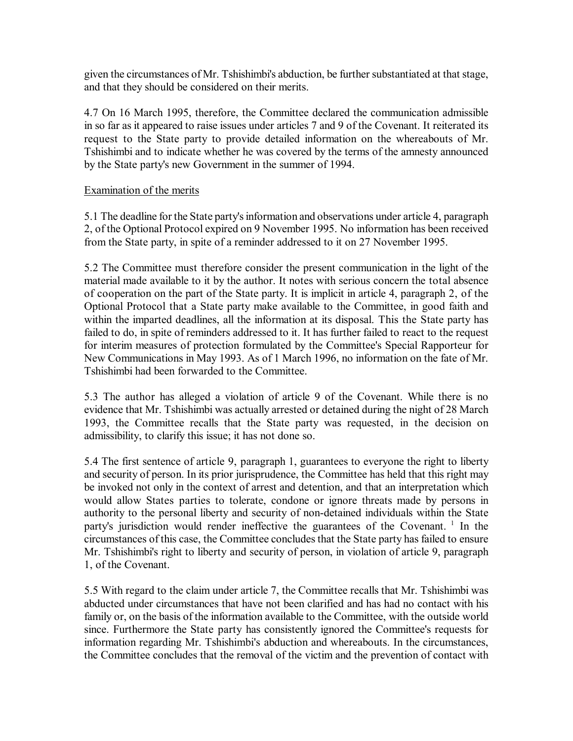given the circumstances of Mr. Tshishimbi's abduction, be further substantiated at that stage, and that they should be considered on their merits.

4.7 On 16 March 1995, therefore, the Committee declared the communication admissible in so far as it appeared to raise issues under articles 7 and 9 of the Covenant. It reiterated its request to the State party to provide detailed information on the whereabouts of Mr. Tshishimbi and to indicate whether he was covered by the terms of the amnesty announced by the State party's new Government in the summer of 1994.

Examination of the merits

5.1 The deadline for the State party's information and observations under article 4, paragraph 2, of the Optional Protocol expired on 9 November 1995. No information has been received from the State party, in spite of a reminder addressed to it on 27 November 1995.

5.2 The Committee must therefore consider the present communication in the light of the material made available to it by the author. It notes with serious concern the total absence of cooperation on the part of the State party. It is implicit in article 4, paragraph 2, of the Optional Protocol that a State party make available to the Committee, in good faith and within the imparted deadlines, all the information at its disposal. This the State party has failed to do, in spite of reminders addressed to it. It has further failed to react to the request for interim measures of protection formulated by the Committee's Special Rapporteur for New Communications in May 1993. As of 1 March 1996, no information on the fate of Mr. Tshishimbi had been forwarded to the Committee.

5.3 The author has alleged a violation of article 9 of the Covenant. While there is no evidence that Mr. Tshishimbi was actually arrested or detained during the night of 28 March 1993, the Committee recalls that the State party was requested, in the decision on admissibility, to clarify this issue; it has not done so.

5.4 The first sentence of article 9, paragraph 1, guarantees to everyone the right to liberty and security of person. In its prior jurisprudence, the Committee has held that this right may be invoked not only in the context of arrest and detention, and that an interpretation which would allow States parties to tolerate, condone or ignore threats made by persons in authority to the personal liberty and security of non-detained individuals within the State party's jurisdiction would render ineffective the guarantees of the Covenant. [1] In the circumstances of this case, the Committee concludes that the State party has failed to ensure Mr. Tshishimbi's right to liberty and security of person, in violation of article 9, paragraph 1, of the Covenant.

5.5 With regard to the claim under article 7, the Committee recalls that Mr. Tshishimbi was abducted under circumstances that have not been clarified and has had no contact with his family or, on the basis of the information available to the Committee, with the outside world since. Furthermore the State party has consistently ignored the Committee's requests for information regarding Mr. Tshishimbi's abduction and whereabouts. In the circumstances, the Committee concludes that the removal of the victim and the prevention of contact with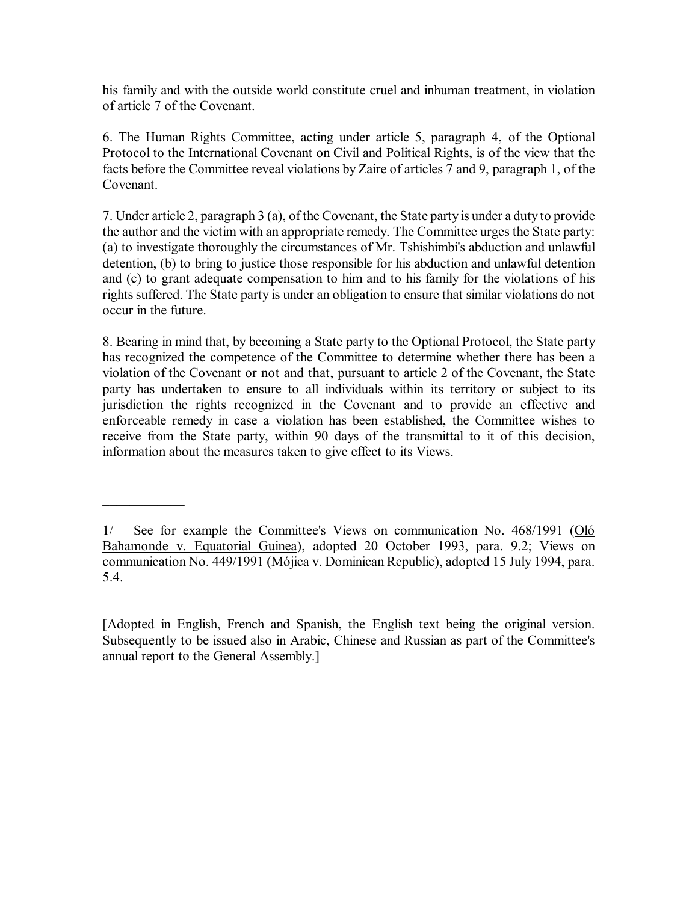his family and with the outside world constitute cruel and inhuman treatment, in violation of article 7 of the Covenant.

6. The Human Rights Committee, acting under article 5, paragraph 4, of the Optional Protocol to the International Covenant on Civil and Political Rights, is of the view that the facts before the Committee reveal violations by Zaire of articles 7 and 9, paragraph 1, of the Covenant.

7. Under article 2, paragraph 3 (a), of the Covenant, the State party is under a duty to provide the author and the victim with an appropriate remedy. The Committee urges the State party: (a) to investigate thoroughly the circumstances of Mr. Tshishimbi's abduction and unlawful detention, (b) to bring to justice those responsible for his abduction and unlawful detention and (c) to grant adequate compensation to him and to his family for the violations of his rights suffered. The State party is under an obligation to ensure that similar violations do not occur in the future.

8. Bearing in mind that, by becoming a State party to the Optional Protocol, the State party has recognized the competence of the Committee to determine whether there has been a violation of the Covenant or not and that, pursuant to article 2 of the Covenant, the State party has undertaken to ensure to all individuals within its territory or subject to its jurisdiction the rights recognized in the Covenant and to provide an effective and enforceable remedy in case a violation has been established, the Committee wishes to receive from the State party, within 90 days of the transmittal to it of this decision, information about the measures taken to give effect to its Views.

---

1/ See for example the Committee's Views on communication No. 468/1991 (Oló Bahamonde v. Equatorial Guinea), adopted 20 October 1993, para. 9.2; Views on communication No. 449/1991 (Mójica v. Dominican Republic), adopted 15 July 1994, para. 5.4.

[Adopted in English, French and Spanish, the English text being the original version. Subsequently to be issued also in Arabic, Chinese and Russian as part of the Committee's annual report to the General Assembly.]